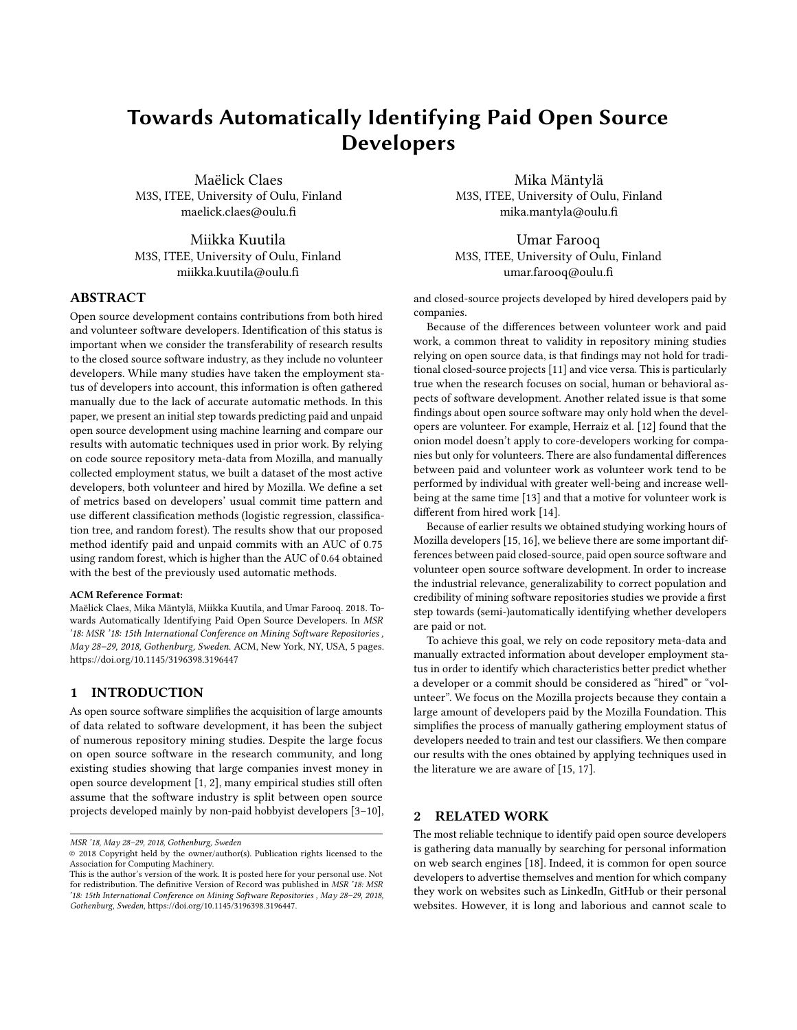# Towards Automatically Identifying Paid Open Source Developers

Maëlick Claes
M3S, ITEE, University of Oulu, Finland
maelick.claes@oulu.fi

Mika Mäntylä
M3S, ITEE, University of Oulu, Finland
mika.mantyla@oulu.fi

Miikka Kuutila
M3S, ITEE, University of Oulu, Finland
miikka.kuutila@oulu.fi

Umar Farooq
M3S, ITEE, University of Oulu, Finland
umar.farooq@oulu.fi

## ABSTRACT

Open source development contains contributions from both hired and volunteer software developers. Identification of this status is important when we consider the transferability of research results to the closed source software industry, as they include no volunteer developers. While many studies have taken the employment status of developers into account, this information is often gathered manually due to the lack of accurate automatic methods. In this paper, we present an initial step towards predicting paid and unpaid open source development using machine learning and compare our results with automatic techniques used in prior work. By relying on code source repository meta-data from Mozilla, and manually collected employment status, we built a dataset of the most active developers, both volunteer and hired by Mozilla. We define a set of metrics based on developers' usual commit time pattern and use different classification methods (logistic regression, classification tree, and random forest). The results show that our proposed method identify paid and unpaid commits with an AUC of 0.75 using random forest, which is higher than the AUC of 0.64 obtained with the best of the previously used automatic methods.

**ACM Reference Format:**
Maëlick Claes, Mika Mäntylä, Miikka Kuutila, and Umar Farooq. 2018. Towards Automatically Identifying Paid Open Source Developers. In *MSR '18: MSR '18: 15th International Conference on Mining Software Repositories , May 28–29, 2018, Gothenburg, Sweden.* ACM, New York, NY, USA, 5 pages. https://doi.org/10.1145/3196398.3196447

## 1 INTRODUCTION

As open source software simplifies the acquisition of large amounts of data related to software development, it has been the subject of numerous repository mining studies. Despite the large focus on open source software in the research community, and long existing studies showing that large companies invest money in open source development [1, 2], many empirical studies still often assume that the software industry is split between open source projects developed mainly by non-paid hobbyist developers [3–10], and closed-source projects developed by hired developers paid by companies.

Because of the differences between volunteer work and paid work, a common threat to validity in repository mining studies relying on open source data, is that findings may not hold for traditional closed-source projects [11] and vice versa. This is particularly true when the research focuses on social, human or behavioral aspects of software development. Another related issue is that some findings about open source software may only hold when the developers are volunteer. For example, Herraiz et al. [12] found that the onion model doesn't apply to core-developers working for companies but only for volunteers. There are also fundamental differences between paid and volunteer work as volunteer work tend to be performed by individual with greater well-being and increase well-being at the same time [13] and that a motive for volunteer work is different from hired work [14].

Because of earlier results we obtained studying working hours of Mozilla developers [15, 16], we believe there are some important differences between paid closed-source, paid open source software and volunteer open source software development. In order to increase the industrial relevance, generalizability to correct population and credibility of mining software repositories studies we provide a first step towards (semi-)automatically identifying whether developers are paid or not.

To achieve this goal, we rely on code repository meta-data and manually extracted information about developer employment status in order to identify which characteristics better predict whether a developer or a commit should be considered as "hired" or "volunteer". We focus on the Mozilla projects because they contain a large amount of developers paid by the Mozilla Foundation. This simplifies the process of manually gathering employment status of developers needed to train and test our classifiers. We then compare our results with the ones obtained by applying techniques used in the literature we are aware of [15, 17].

## 2 RELATED WORK

The most reliable technique to identify paid open source developers is gathering data manually by searching for personal information on web search engines [18]. Indeed, it is common for open source developers to advertise themselves and mention for which company they work on websites such as LinkedIn, GitHub or their personal websites. However, it is long and laborious and cannot scale to

MSR '18, May 28–29, 2018, Gothenburg, Sweden
© 2018 Copyright held by the owner/author(s). Publication rights licensed to the Association for Computing Machinery.
This is the author's version of the work. It is posted here for your personal use. Not for redistribution. The definitive Version of Record was published in *MSR '18: MSR '18: 15th International Conference on Mining Software Repositories , May 28–29, 2018, Gothenburg, Sweden*, https://doi.org/10.1145/3196398.3196447.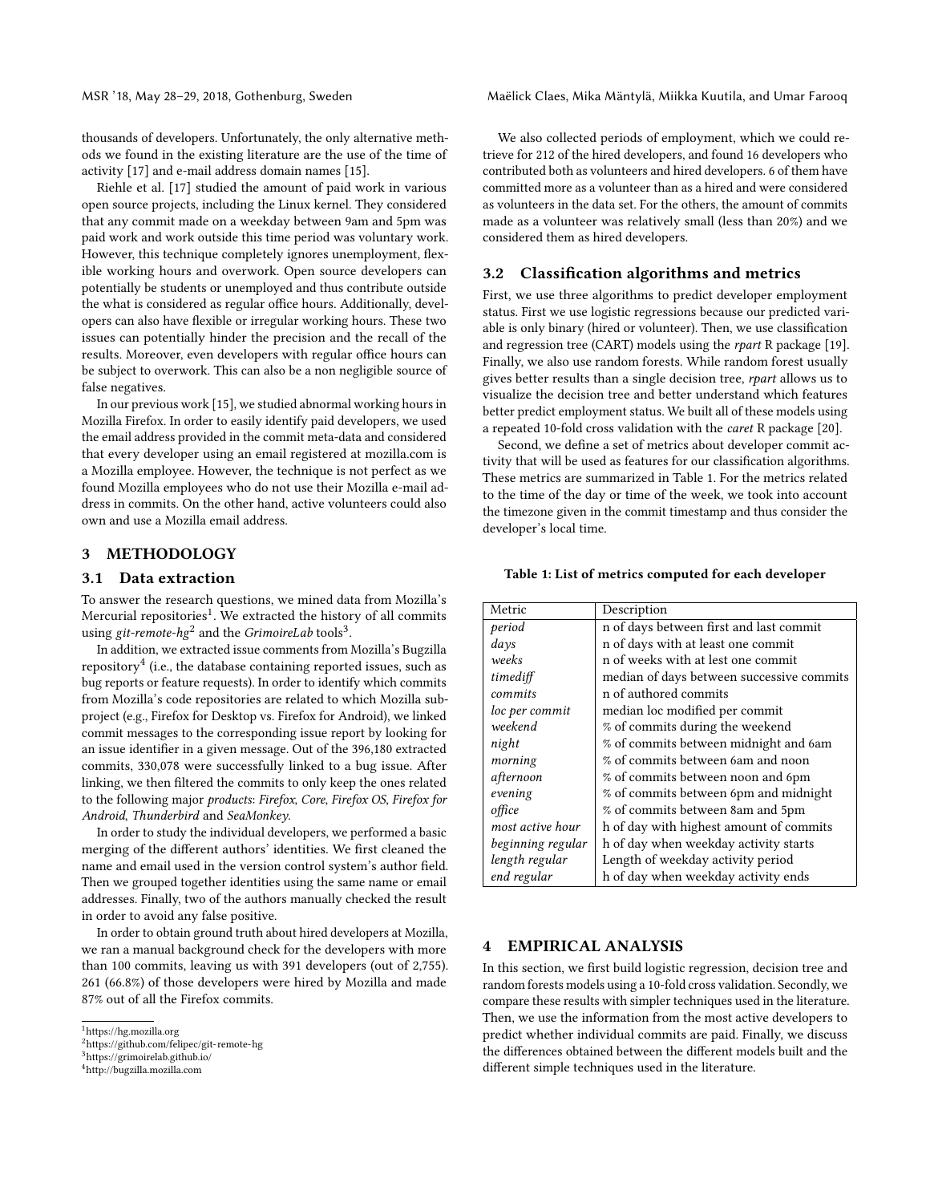thousands of developers. Unfortunately, the only alternative methods we found in the existing literature are the use of the time of activity [17] and e-mail address domain names [15].

Riehle et al. [17] studied the amount of paid work in various open source projects, including the Linux kernel. They considered that any commit made on a weekday between 9am and 5pm was paid work and work outside this time period was voluntary work. However, this technique completely ignores unemployment, flexible working hours and overwork. Open source developers can potentially be students or unemployed and thus contribute outside the what is considered as regular office hours. Additionally, developers can also have flexible or irregular working hours. These two issues can potentially hinder the precision and the recall of the results. Moreover, even developers with regular office hours can be subject to overwork. This can also be a non negligible source of false negatives.

In our previous work [15], we studied abnormal working hours in Mozilla Firefox. In order to easily identify paid developers, we used the email address provided in the commit meta-data and considered that every developer using an email registered at mozilla.com is a Mozilla employee. However, the technique is not perfect as we found Mozilla employees who do not use their Mozilla e-mail address in commits. On the other hand, active volunteers could also own and use a Mozilla email address.

## 3 METHODOLOGY

### 3.1 Data extraction

To answer the research questions, we mined data from Mozilla's Mercurial repositories[1]. We extracted the history of all commits using *git-remote-hg*[2] and the *GrimoireLab* tools[3].

In addition, we extracted issue comments from Mozilla's Bugzilla repository[4] (i.e., the database containing reported issues, such as bug reports or feature requests). In order to identify which commits from Mozilla's code repositories are related to which Mozilla subproject (e.g., Firefox for Desktop vs. Firefox for Android), we linked commit messages to the corresponding issue report by looking for an issue identifier in a given message. Out of the 396,180 extracted commits, 330,078 were successfully linked to a bug issue. After linking, we then filtered the commits to only keep the ones related to the following major *products*: *Firefox*, *Core*, *Firefox OS*, *Firefox for Android*, *Thunderbird* and *SeaMonkey*.

In order to study the individual developers, we performed a basic merging of the different authors' identities. We first cleaned the name and email used in the version control system's author field. Then we grouped together identities using the same name or email addresses. Finally, two of the authors manually checked the result in order to avoid any false positive.

In order to obtain ground truth about hired developers at Mozilla, we ran a manual background check for the developers with more than 100 commits, leaving us with 391 developers (out of 2,755). 261 (66.8%) of those developers were hired by Mozilla and made 87% out of all the Firefox commits.

We also collected periods of employment, which we could retrieve for 212 of the hired developers, and found 16 developers who contributed both as volunteers and hired developers. 6 of them have committed more as a volunteer than as a hired and were considered as volunteers in the data set. For the others, the amount of commits made as a volunteer was relatively small (less than 20%) and we considered them as hired developers.

### 3.2 Classification algorithms and metrics

First, we use three algorithms to predict developer employment status. First we use logistic regressions because our predicted variable is only binary (hired or volunteer). Then, we use classification and regression tree (CART) models using the *rpart* R package [19]. Finally, we also use random forests. While random forest usually gives better results than a single decision tree, *rpart* allows us to visualize the decision tree and better understand which features better predict employment status. We built all of these models using a repeated 10-fold cross validation with the *caret* R package [20].

Second, we define a set of metrics about developer commit activity that will be used as features for our classification algorithms. These metrics are summarized in Table 1. For the metrics related to the time of the day or time of the week, we took into account the timezone given in the commit timestamp and thus consider the developer's local time.

**Table 1: List of metrics computed for each developer**

| Metric | Description |
|---|---|
| *period* | n of days between first and last commit |
| *days* | n of days with at least one commit |
| *weeks* | n of weeks with at lest one commit |
| *timediff* | median of days between successive commits |
| *commits* | n of authored commits |
| *loc per commit* | median loc modified per commit |
| *weekend* | % of commits during the weekend |
| *night* | % of commits between midnight and 6am |
| *morning* | % of commits between 6am and noon |
| *afternoon* | % of commits between noon and 6pm |
| *evening* | % of commits between 6pm and midnight |
| *office* | % of commits between 8am and 5pm |
| *most active hour* | h of day with highest amount of commits |
| *beginning regular* | h of day when weekday activity starts |
| *length regular* | Length of weekday activity period |
| *end regular* | h of day when weekday activity ends |

## 4 EMPIRICAL ANALYSIS

In this section, we first build logistic regression, decision tree and random forests models using a 10-fold cross validation. Secondly, we compare these results with simpler techniques used in the literature. Then, we use the information from the most active developers to predict whether individual commits are paid. Finally, we discuss the differences obtained between the different models built and the different simple techniques used in the literature.

---

[1] https://hg.mozilla.org
[2] https://github.com/felipec/git-remote-hg
[3] https://grimoirelab.github.io/
[4] http://bugzilla.mozilla.com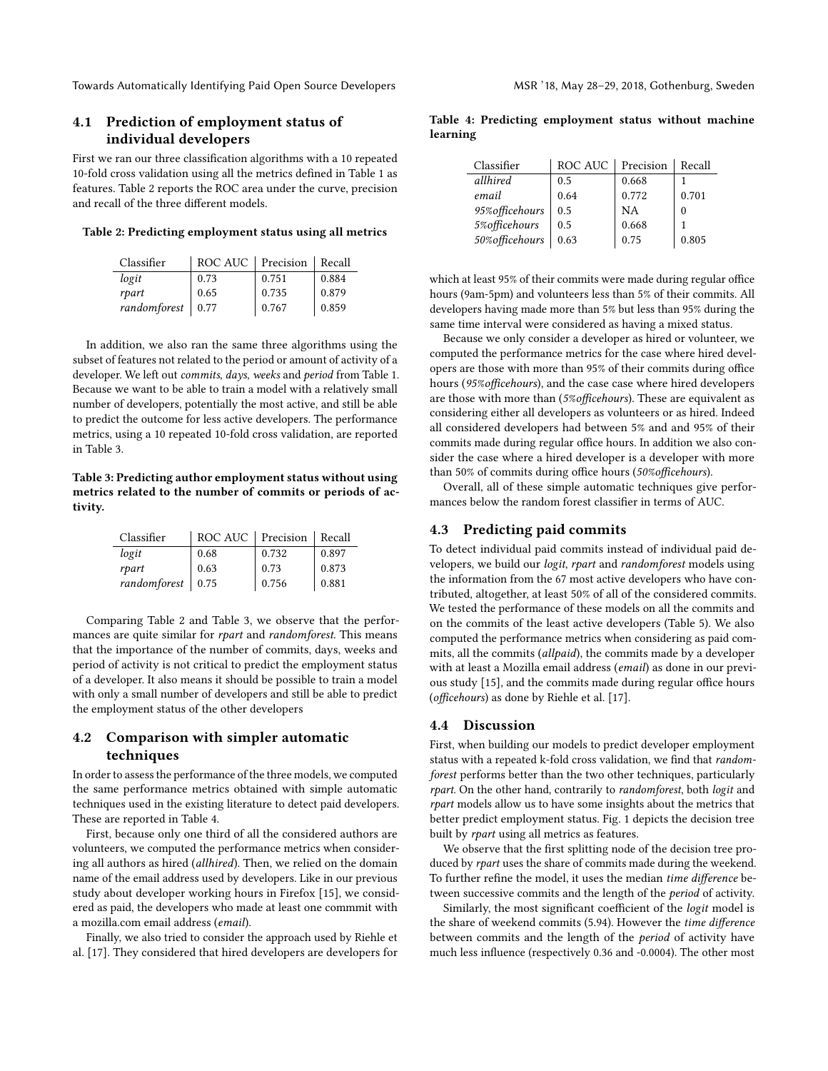### 4.1 Prediction of employment status of individual developers

First we ran our three classification algorithms with a 10 repeated 10-fold cross validation using all the metrics defined in Table 1 as features. Table 2 reports the ROC area under the curve, precision and recall of the three different models.

**Table 2: Predicting employment status using all metrics**

| Classifier | ROC AUC | Precision | Recall |
|---|---|---|---|
| *logit* | 0.73 | 0.751 | 0.884 |
| *rpart* | 0.65 | 0.735 | 0.879 |
| *randomforest* | 0.77 | 0.767 | 0.859 |

In addition, we also ran the same three algorithms using the subset of features not related to the period or amount of activity of a developer. We left out *commits*, *days*, *weeks* and *period* from Table 1. Because we want to be able to train a model with a relatively small number of developers, potentially the most active, and still be able to predict the outcome for less active developers. The performance metrics, using a 10 repeated 10-fold cross validation, are reported in Table 3.

**Table 3: Predicting author employment status without using metrics related to the number of commits or periods of activity.**

| Classifier | ROC AUC | Precision | Recall |
|---|---|---|---|
| *logit* | 0.68 | 0.732 | 0.897 |
| *rpart* | 0.63 | 0.73 | 0.873 |
| *randomforest* | 0.75 | 0.756 | 0.881 |

Comparing Table 2 and Table 3, we observe that the performances are quite similar for *rpart* and *randomforest*. This means that the importance of the number of commits, days, weeks and period of activity is not critical to predict the employment status of a developer. It also means it should be possible to train a model with only a small number of developers and still be able to predict the employment status of the other developers

### 4.2 Comparison with simpler automatic techniques

In order to assess the performance of the three models, we computed the same performance metrics obtained with simple automatic techniques used in the existing literature to detect paid developers. These are reported in Table 4.

First, because only one third of all the considered authors are volunteers, we computed the performance metrics when considering all authors as hired (*allhired*). Then, we relied on the domain name of the email address used by developers. Like in our previous study about developer working hours in Firefox [15], we considered as paid, the developers who made at least one commmit with a mozilla.com email address (*email*).

Finally, we also tried to consider the approach used by Riehle et al. [17]. They considered that hired developers are developers for which at least 95% of their commits were made during regular office hours (9am-5pm) and volunteers less than 5% of their commits. All developers having made more than 5% but less than 95% during the same time interval were considered as having a mixed status.

**Table 4: Predicting employment status without machine learning**

| Classifier | ROC AUC | Precision | Recall |
|---|---|---|---|
| *allhired* | 0.5 | 0.668 | 1 |
| *email* | 0.64 | 0.772 | 0.701 |
| *95%officehours* | 0.5 | NA | 0 |
| *5%officehours* | 0.5 | 0.668 | 1 |
| *50%officehours* | 0.63 | 0.75 | 0.805 |

Because we only consider a developer as hired or volunteer, we computed the performance metrics for the case where hired developers are those with more than 95% of their commits during office hours (*95%officehours*), and the case case where hired developers are those with more than (*5%officehours*). These are equivalent as considering either all developers as volunteers or as hired. Indeed all considered developers had between 5% and and 95% of their commits made during regular office hours. In addition we also consider the case where a hired developer is a developer with more than 50% of commits during office hours (*50%officehours*).

Overall, all of these simple automatic techniques give performances below the random forest classifier in terms of AUC.

### 4.3 Predicting paid commits

To detect individual paid commits instead of individual paid developers, we build our *logit*, *rpart* and *randomforest* models using the information from the 67 most active developers who have contributed, altogether, at least 50% of all of the considered commits. We tested the performance of these models on all the commits and on the commits of the least active developers (Table 5). We also computed the performance metrics when considering as paid commits, all the commits (*allpaid*), the commits made by a developer with at least a Mozilla email address (*email*) as done in our previous study [15], and the commits made during regular office hours (*officehours*) as done by Riehle et al. [17].

### 4.4 Discussion

First, when building our models to predict developer employment status with a repeated k-fold cross validation, we find that *randomforest* performs better than the two other techniques, particularly *rpart*. On the other hand, contrarily to *randomforest*, both *logit* and *rpart* models allow us to have some insights about the metrics that better predict employment status. Fig. 1 depicts the decision tree built by *rpart* using all metrics as features.

We observe that the first splitting node of the decision tree produced by *rpart* uses the share of commits made during the weekend. To further refine the model, it uses the median *time difference* between successive commits and the length of the *period* of activity.

Similarly, the most significant coefficient of the *logit* model is the share of weekend commits (5.94). However the *time difference* between commits and the length of the *period* of activity have much less influence (respectively 0.36 and -0.0004). The other most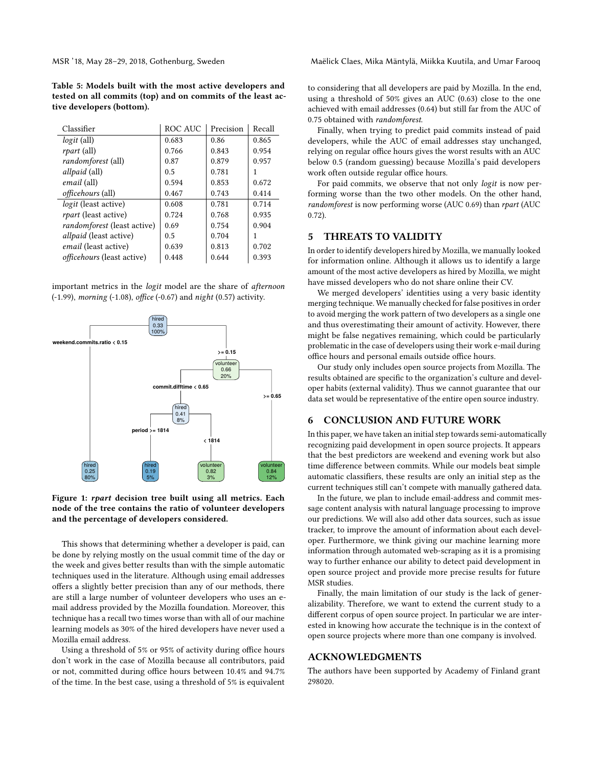Table 5: Models built with the most active developers and tested on all commits (top) and on commits of the least active developers (bottom).

| Classifier | ROC AUC | Precision | Recall |
|---|---|---|---|
| *logit* (all) | 0.683 | 0.86 | 0.865 |
| *rpart* (all) | 0.766 | 0.843 | 0.954 |
| *randomforest* (all) | 0.87 | 0.879 | 0.957 |
| *allpaid* (all) | 0.5 | 0.781 | 1 |
| *email* (all) | 0.594 | 0.853 | 0.672 |
| *officehours* (all) | 0.467 | 0.743 | 0.414 |
| *logit* (least active) | 0.608 | 0.781 | 0.714 |
| *rpart* (least active) | 0.724 | 0.768 | 0.935 |
| *randomforest* (least active) | 0.69 | 0.754 | 0.904 |
| *allpaid* (least active) | 0.5 | 0.704 | 1 |
| *email* (least active) | 0.639 | 0.813 | 0.702 |
| *officehours* (least active) | 0.448 | 0.644 | 0.393 |

important metrics in the *logit* model are the share of *afternoon* (-1.99), *morning* (-1.08), *office* (-0.67) and *night* (0.57) activity.

hired
0.33
100%
weekend.commits.ratio < 0.15
>= 0.15
volunteer
0.66
20%
commit.difftime < 0.65
>= 0.65
hired
0.41
8%
period >= 1814
< 1814
hired
0.25
80%
hired
0.19
5%
volunteer
0.82
3%
volunteer
0.84
12%

**Figure 1: *rpart* decision tree built using all metrics. Each node of the tree contains the ratio of volunteer developers and the percentage of developers considered.**

This shows that determining whether a developer is paid, can be done by relying mostly on the usual commit time of the day or the week and gives better results than with the simple automatic techniques used in the literature. Although using email addresses offers a slightly better precision than any of our methods, there are still a large number of volunteer developers who uses an e-mail address provided by the Mozilla foundation. Moreover, this technique has a recall two times worse than with all of our machine learning models as 30% of the hired developers have never used a Mozilla email address.

Using a threshold of 5% or 95% of activity during office hours don't work in the case of Mozilla because all contributors, paid or not, committed during office hours between 10.4% and 94.7% of the time. In the best case, using a threshold of 5% is equivalent to considering that all developers are paid by Mozilla. In the end, using a threshold of 50% gives an AUC (0.63) close to the one achieved with email addresses (0.64) but still far from the AUC of 0.75 obtained with *randomforest*.

Finally, when trying to predict paid commits instead of paid developers, while the AUC of email addresses stay unchanged, relying on regular office hours gives the worst results with an AUC below 0.5 (random guessing) because Mozilla's paid developers work often outside regular office hours.

For paid commits, we observe that not only *logit* is now performing worse than the two other models. On the other hand, *randomforest* is now performing worse (AUC 0.69) than *rpart* (AUC 0.72).

## 5 THREATS TO VALIDITY

In order to identify developers hired by Mozilla, we manually looked for information online. Although it allows us to identify a large amount of the most active developers as hired by Mozilla, we might have missed developers who do not share online their CV.

We merged developers' identities using a very basic identity merging technique. We manually checked for false positives in order to avoid merging the work pattern of two developers as a single one and thus overestimating their amount of activity. However, there might be false negatives remaining, which could be particularly problematic in the case of developers using their work e-mail during office hours and personal emails outside office hours.

Our study only includes open source projects from Mozilla. The results obtained are specific to the organization's culture and developer habits (external validity). Thus we cannot guarantee that our data set would be representative of the entire open source industry.

## 6 CONCLUSION AND FUTURE WORK

In this paper, we have taken an initial step towards semi-automatically recognizing paid development in open source projects. It appears that the best predictors are weekend and evening work but also time difference between commits. While our models beat simple automatic classifiers, these results are only an initial step as the current techniques still can't compete with manually gathered data.

In the future, we plan to include email-address and commit message content analysis with natural language processing to improve our predictions. We will also add other data sources, such as issue tracker, to improve the amount of information about each developer. Furthermore, we think giving our machine learning more information through automated web-scraping as it is a promising way to further enhance our ability to detect paid development in open source project and provide more precise results for future MSR studies.

Finally, the main limitation of our study is the lack of generalizability. Therefore, we want to extend the current study to a different corpus of open source project. In particular we are interested in knowing how accurate the technique is in the context of open source projects where more than one company is involved.

## ACKNOWLEDGMENTS

The authors have been supported by Academy of Finland grant 298020.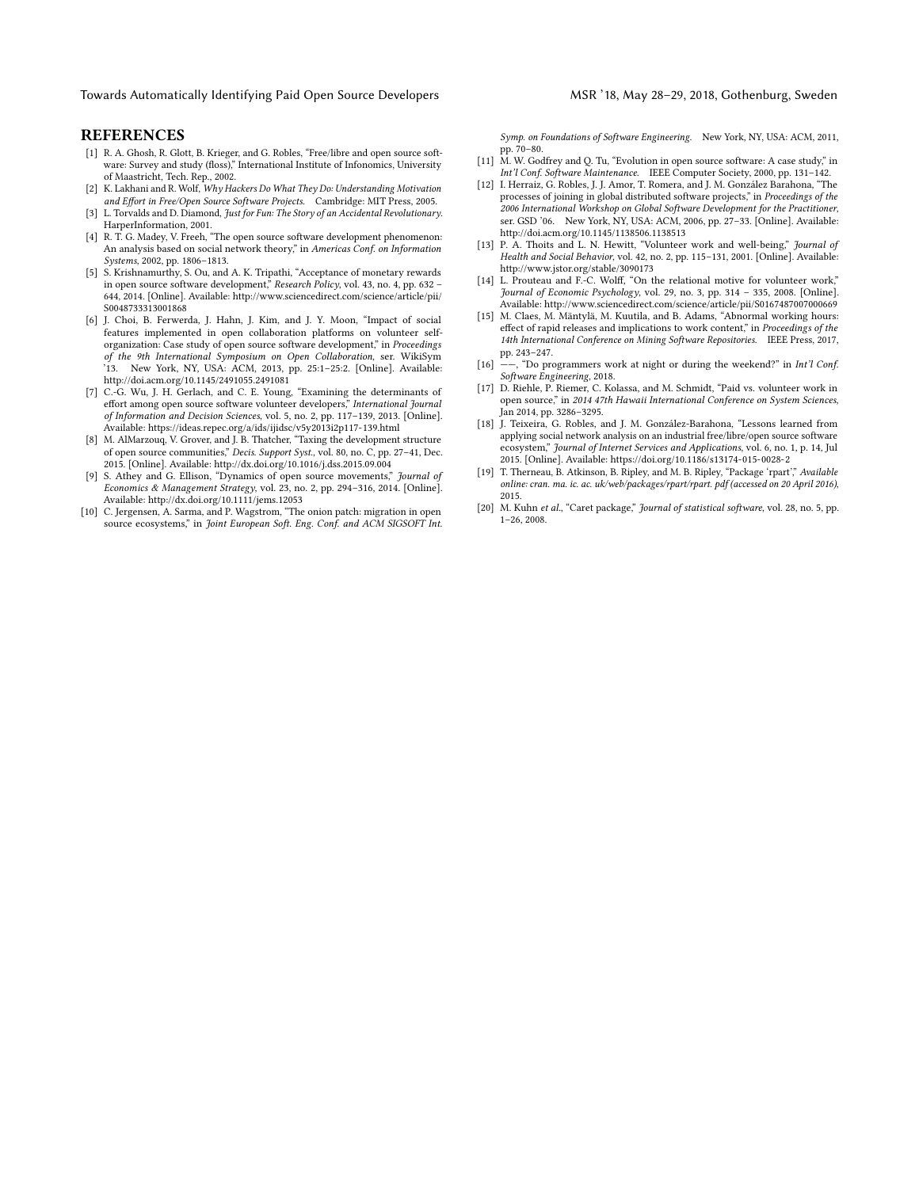## REFERENCES

[1] R. A. Ghosh, R. Glott, B. Krieger, and G. Robles, "Free/libre and open source software: Survey and study (floss)," International Institute of Infonomics, University of Maastricht, Tech. Rep., 2002.

[2] K. Lakhani and R. Wolf, *Why Hackers Do What They Do: Understanding Motivation and Effort in Free/Open Source Software Projects*. Cambridge: MIT Press, 2005.

[3] L. Torvalds and D. Diamond, *Just for Fun: The Story of an Accidental Revolutionary*. HarperInformation, 2001.

[4] R. T. G. Madey, V. Freeh, "The open source software development phenomenon: An analysis based on social network theory," in *Americas Conf. on Information Systems*, 2002, pp. 1806–1813.

[5] S. Krishnamurthy, S. Ou, and A. K. Tripathi, "Acceptance of monetary rewards in open source software development," *Research Policy*, vol. 43, no. 4, pp. 632 – 644, 2014. [Online]. Available: http://www.sciencedirect.com/science/article/pii/S0048733313001868

[6] J. Choi, B. Ferwerda, J. Hahn, J. Kim, and J. Y. Moon, "Impact of social features implemented in open collaboration platforms on volunteer self-organization: Case study of open source software development," in *Proceedings of the 9th International Symposium on Open Collaboration*, ser. WikiSym '13. New York, NY, USA: ACM, 2013, pp. 25:1–25:2. [Online]. Available: http://doi.acm.org/10.1145/2491055.2491081

[7] C.-G. Wu, J. H. Gerlach, and C. E. Young, "Examining the determinants of effort among open source software volunteer developers," *International Journal of Information and Decision Sciences*, vol. 5, no. 2, pp. 117–139, 2013. [Online]. Available: https://ideas.repec.org/a/ids/ijidsc/v5y2013i2p117-139.html

[8] M. AlMarzouq, V. Grover, and J. B. Thatcher, "Taxing the development structure of open source communities," *Decis. Support Syst.*, vol. 80, no. C, pp. 27–41, Dec. 2015. [Online]. Available: http://dx.doi.org/10.1016/j.dss.2015.09.004

[9] S. Athey and G. Ellison, "Dynamics of open source movements," *Journal of Economics & Management Strategy*, vol. 23, no. 2, pp. 294–316, 2014. [Online]. Available: http://dx.doi.org/10.1111/jems.12053

[10] C. Jergensen, A. Sarma, and P. Wagstrom, "The onion patch: migration in open source ecosystems," in *Joint European Soft. Eng. Conf. and ACM SIGSOFT Int. Symp. on Foundations of Software Engineering*. New York, NY, USA: ACM, 2011, pp. 70–80.

[11] M. W. Godfrey and Q. Tu, "Evolution in open source software: A case study," in *Int'l Conf. Software Maintenance*. IEEE Computer Society, 2000, pp. 131–142.

[12] I. Herraiz, G. Robles, J. J. Amor, T. Romera, and J. M. González Barahona, "The processes of joining in global distributed software projects," in *Proceedings of the 2006 International Workshop on Global Software Development for the Practitioner*, ser. GSD '06. New York, NY, USA: ACM, 2006, pp. 27–33. [Online]. Available: http://doi.acm.org/10.1145/1138506.1138513

[13] P. A. Thoits and L. N. Hewitt, "Volunteer work and well-being," *Journal of Health and Social Behavior*, vol. 42, no. 2, pp. 115–131, 2001. [Online]. Available: http://www.jstor.org/stable/3090173

[14] L. Prouteau and F.-C. Wolff, "On the relational motive for volunteer work," *Journal of Economic Psychology*, vol. 29, no. 3, pp. 314 – 335, 2008. [Online]. Available: http://www.sciencedirect.com/science/article/pii/S0167487007000669

[15] M. Claes, M. Mäntylä, M. Kuutila, and B. Adams, "Abnormal working hours: effect of rapid releases and implications to work content," in *Proceedings of the 14th International Conference on Mining Software Repositories*. IEEE Press, 2017, pp. 243–247.

[16] ——, "Do programmers work at night or during the weekend?" in *Int'l Conf. Software Engineering*, 2018.

[17] D. Riehle, P. Riemer, C. Kolassa, and M. Schmidt, "Paid vs. volunteer work in open source," in *2014 47th Hawaii International Conference on System Sciences*, Jan 2014, pp. 3286–3295.

[18] J. Teixeira, G. Robles, and J. M. González-Barahona, "Lessons learned from applying social network analysis on an industrial free/libre/open source software ecosystem," *Journal of Internet Services and Applications*, vol. 6, no. 1, p. 14, Jul 2015. [Online]. Available: https://doi.org/10.1186/s13174-015-0028-2

[19] T. Therneau, B. Atkinson, B. Ripley, and M. B. Ripley, "Package 'rpart'," *Available online: cran. ma. ic. ac. uk/web/packages/rpart/rpart. pdf (accessed on 20 April 2016)*, 2015.

[20] M. Kuhn *et al.*, "Caret package," *Journal of statistical software*, vol. 28, no. 5, pp. 1–26, 2008.